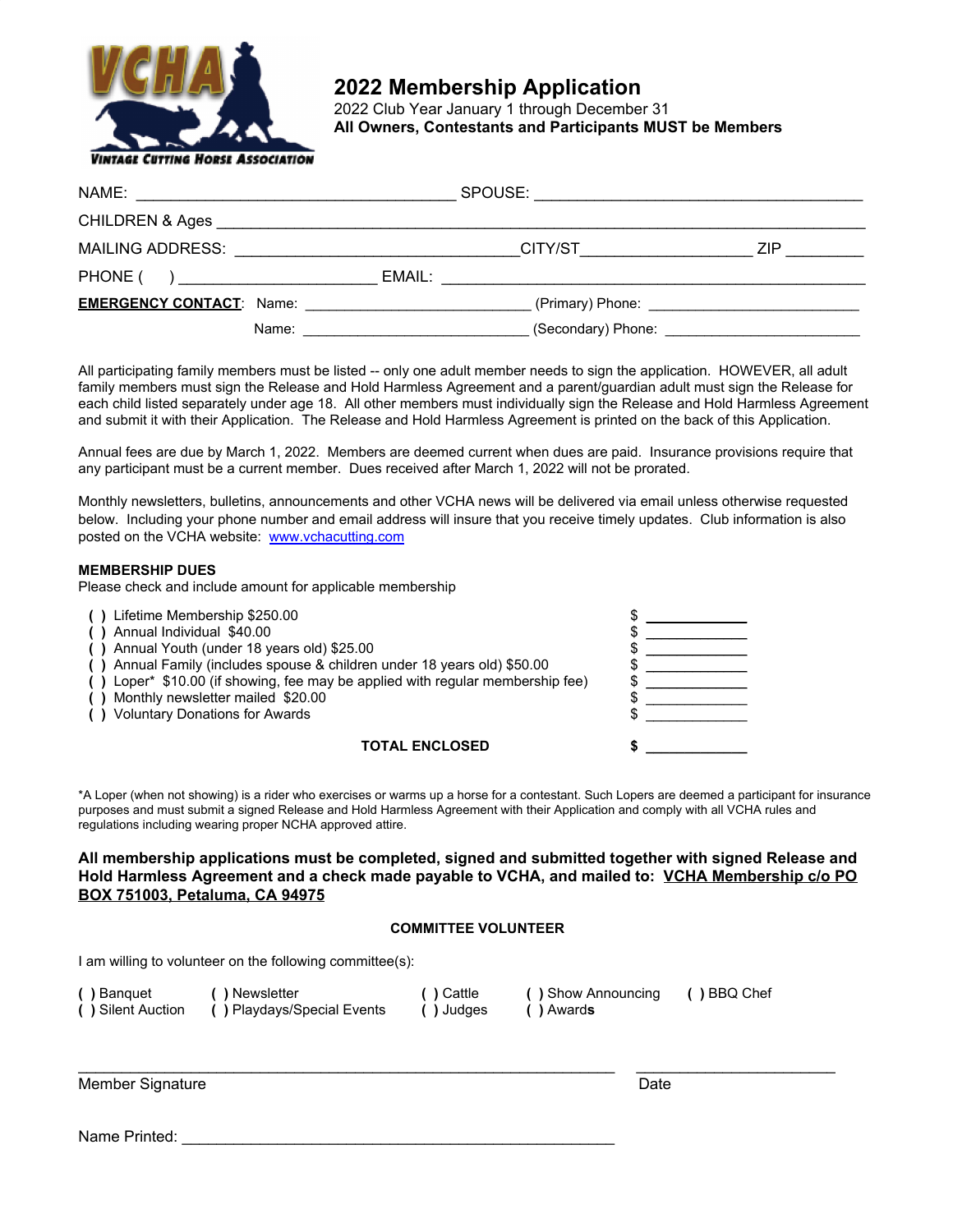VCHA
VINTAGE CUTTING HORSE ASSOCIATION

# 2022 Membership Application

2022 Club Year January 1 through December 31
**All Owners, Contestants and Participants MUST be Members**

NAME: ____________________________________ SPOUSE: _____________________________________

CHILDREN & Ages ________________________________________________________________________

MAILING ADDRESS: ________________________________CITY/ST___________________ ZIP _________

PHONE ( ) ______________________ EMAIL: _______________________________________________

**EMERGENCY CONTACT**: Name: _________________________ (Primary) Phone: _______________________

Name: _________________________ (Secondary) Phone: _______________________

All participating family members must be listed -- only one adult member needs to sign the application. HOWEVER, all adult family members must sign the Release and Hold Harmless Agreement and a parent/guardian adult must sign the Release for each child listed separately under age 18. All other members must individually sign the Release and Hold Harmless Agreement and submit it with their Application. The Release and Hold Harmless Agreement is printed on the back of this Application.

Annual fees are due by March 1, 2022. Members are deemed current when dues are paid. Insurance provisions require that any participant must be a current member. Dues received after March 1, 2022 will not be prorated.

Monthly newsletters, bulletins, announcements and other VCHA news will be delivered via email unless otherwise requested below. Including your phone number and email address will insure that you receive timely updates. Club information is also posted on the VCHA website: www.vchacutting.com

**MEMBERSHIP DUES**
Please check and include amount for applicable membership

- ( ) Lifetime Membership $250.00 $ ___________
- ( ) Annual Individual $40.00 $ ___________
- ( ) Annual Youth (under 18 years old) $25.00 $ ___________
- ( ) Annual Family (includes spouse & children under 18 years old) $50.00 $ ___________
- ( ) Loper* $10.00 (if showing, fee may be applied with regular membership fee) $ ___________
- ( ) Monthly newsletter mailed $20.00 $ ___________
- ( ) Voluntary Donations for Awards $ ___________

**TOTAL ENCLOSED** **$** ___________

*A Loper (when not showing) is a rider who exercises or warms up a horse for a contestant. Such Lopers are deemed a participant for insurance purposes and must submit a signed Release and Hold Harmless Agreement with their Application and comply with all VCHA rules and regulations including wearing proper NCHA approved attire.

**All membership applications must be completed, signed and submitted together with signed Release and Hold Harmless Agreement and a check made payable to VCHA, and mailed to: <u>VCHA Membership c/o PO BOX 751003, Petaluma, CA 94975</u>**

**COMMITTEE VOLUNTEER**

I am willing to volunteer on the following committee(s):

( ) Banquet ( ) Newsletter ( ) Cattle ( ) Show Announcing ( ) BBQ Chef
( ) Silent Auction ( ) Playdays/Special Events ( ) Judges ( ) Awards

_______________________________________________________ ____________________
Member Signature Date

Name Printed: ____________________________________________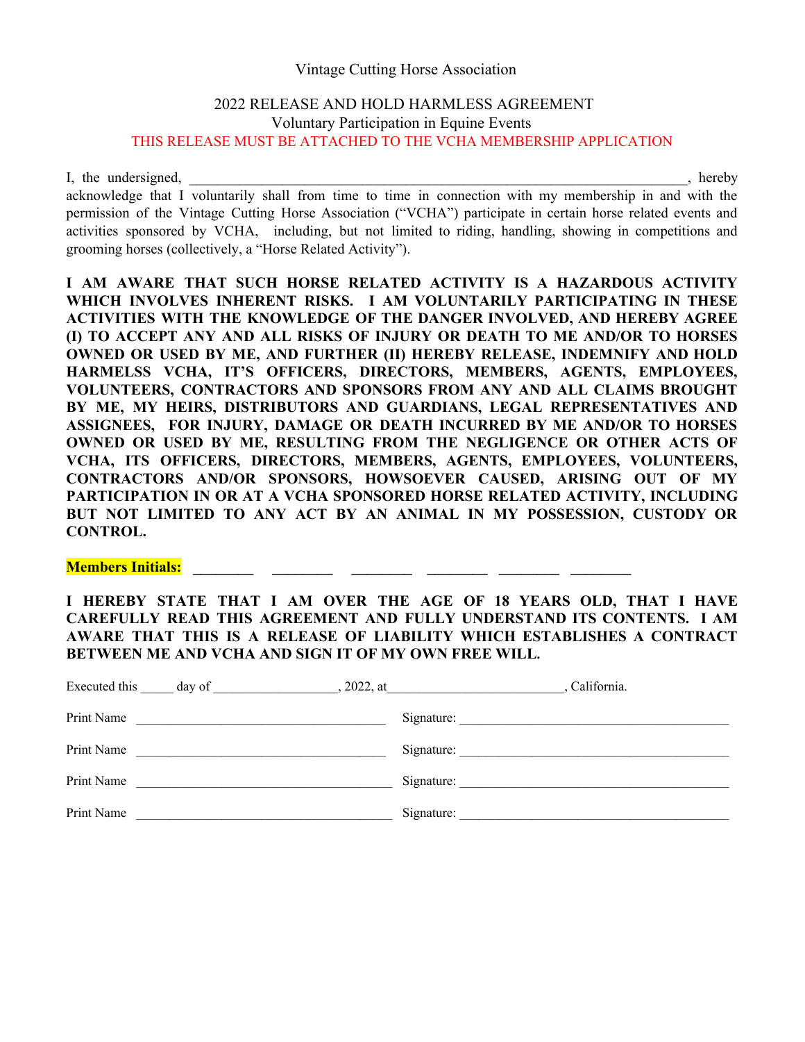Vintage Cutting Horse Association

2022 RELEASE AND HOLD HARMLESS AGREEMENT
Voluntary Participation in Equine Events
THIS RELEASE MUST BE ATTACHED TO THE VCHA MEMBERSHIP APPLICATION

I, the undersigned, ______________________________________________________________________, hereby acknowledge that I voluntarily shall from time to time in connection with my membership in and with the permission of the Vintage Cutting Horse Association ("VCHA") participate in certain horse related events and activities sponsored by VCHA, including, but not limited to riding, handling, showing in competitions and grooming horses (collectively, a "Horse Related Activity").

**I AM AWARE THAT SUCH HORSE RELATED ACTIVITY IS A HAZARDOUS ACTIVITY WHICH INVOLVES INHERENT RISKS. I AM VOLUNTARILY PARTICIPATING IN THESE ACTIVITIES WITH THE KNOWLEDGE OF THE DANGER INVOLVED, AND HEREBY AGREE (I) TO ACCEPT ANY AND ALL RISKS OF INJURY OR DEATH TO ME AND/OR TO HORSES OWNED OR USED BY ME, AND FURTHER (II) HEREBY RELEASE, INDEMNIFY AND HOLD HARMELSS VCHA, IT'S OFFICERS, DIRECTORS, MEMBERS, AGENTS, EMPLOYEES, VOLUNTEERS, CONTRACTORS AND SPONSORS FROM ANY AND ALL CLAIMS BROUGHT BY ME, MY HEIRS, DISTRIBUTORS AND GUARDIANS, LEGAL REPRESENTATIVES AND ASSIGNEES, FOR INJURY, DAMAGE OR DEATH INCURRED BY ME AND/OR TO HORSES OWNED OR USED BY ME, RESULTING FROM THE NEGLIGENCE OR OTHER ACTS OF VCHA, ITS OFFICERS, DIRECTORS, MEMBERS, AGENTS, EMPLOYEES, VOLUNTEERS, CONTRACTORS AND/OR SPONSORS, HOWSOEVER CAUSED, ARISING OUT OF MY PARTICIPATION IN OR AT A VCHA SPONSORED HORSE RELATED ACTIVITY, INCLUDING BUT NOT LIMITED TO ANY ACT BY AN ANIMAL IN MY POSSESSION, CUSTODY OR CONTROL.**

**Members Initials:** ________ ________ ________ ________ ________ ________

**I HEREBY STATE THAT I AM OVER THE AGE OF 18 YEARS OLD, THAT I HAVE CAREFULLY READ THIS AGREEMENT AND FULLY UNDERSTAND ITS CONTENTS. I AM AWARE THAT THIS IS A RELEASE OF LIABILITY WHICH ESTABLISHES A CONTRACT BETWEEN ME AND VCHA AND SIGN IT OF MY OWN FREE WILL.**

Executed this _____ day of __________________, 2022, at __________________________, California.

Print Name ______________________________________ Signature: ________________________________________

Print Name ______________________________________ Signature: ________________________________________

Print Name ______________________________________ Signature: ________________________________________

Print Name ______________________________________ Signature: ________________________________________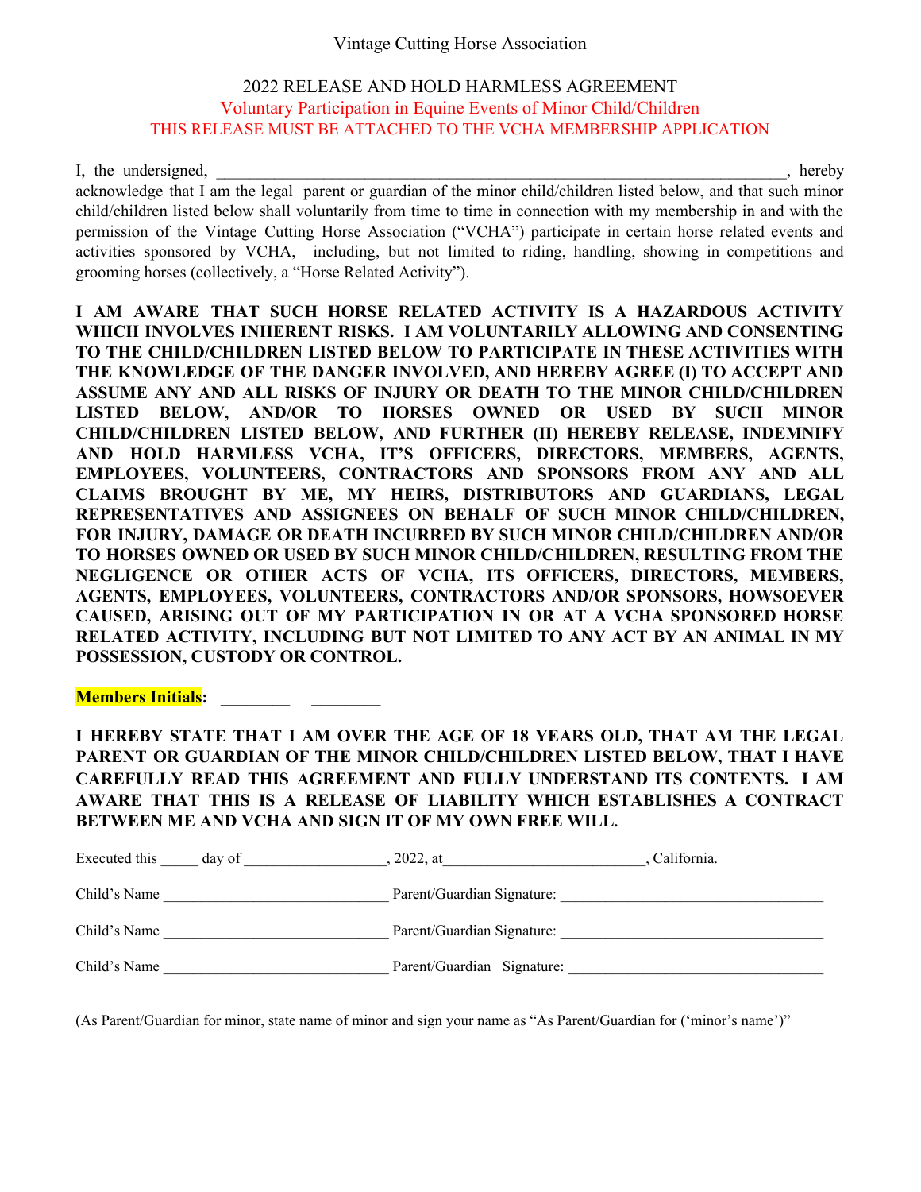Vintage Cutting Horse Association

2022 RELEASE AND HOLD HARMLESS AGREEMENT

Voluntary Participation in Equine Events of Minor Child/Children

THIS RELEASE MUST BE ATTACHED TO THE VCHA MEMBERSHIP APPLICATION

I, the undersigned, ______________________________________________________________________, hereby acknowledge that I am the legal parent or guardian of the minor child/children listed below, and that such minor child/children listed below shall voluntarily from time to time in connection with my membership in and with the permission of the Vintage Cutting Horse Association ("VCHA") participate in certain horse related events and activities sponsored by VCHA, including, but not limited to riding, handling, showing in competitions and grooming horses (collectively, a "Horse Related Activity").

**I AM AWARE THAT SUCH HORSE RELATED ACTIVITY IS A HAZARDOUS ACTIVITY WHICH INVOLVES INHERENT RISKS. I AM VOLUNTARILY ALLOWING AND CONSENTING TO THE CHILD/CHILDREN LISTED BELOW TO PARTICIPATE IN THESE ACTIVITIES WITH THE KNOWLEDGE OF THE DANGER INVOLVED, AND HEREBY AGREE (I) TO ACCEPT AND ASSUME ANY AND ALL RISKS OF INJURY OR DEATH TO THE MINOR CHILD/CHILDREN LISTED BELOW, AND/OR TO HORSES OWNED OR USED BY SUCH MINOR CHILD/CHILDREN LISTED BELOW, AND FURTHER (II) HEREBY RELEASE, INDEMNIFY AND HOLD HARMLESS VCHA, IT'S OFFICERS, DIRECTORS, MEMBERS, AGENTS, EMPLOYEES, VOLUNTEERS, CONTRACTORS AND SPONSORS FROM ANY AND ALL CLAIMS BROUGHT BY ME, MY HEIRS, DISTRIBUTORS AND GUARDIANS, LEGAL REPRESENTATIVES AND ASSIGNEES ON BEHALF OF SUCH MINOR CHILD/CHILDREN, FOR INJURY, DAMAGE OR DEATH INCURRED BY SUCH MINOR CHILD/CHILDREN AND/OR TO HORSES OWNED OR USED BY SUCH MINOR CHILD/CHILDREN, RESULTING FROM THE NEGLIGENCE OR OTHER ACTS OF VCHA, ITS OFFICERS, DIRECTORS, MEMBERS, AGENTS, EMPLOYEES, VOLUNTEERS, CONTRACTORS AND/OR SPONSORS, HOWSOEVER CAUSED, ARISING OUT OF MY PARTICIPATION IN OR AT A VCHA SPONSORED HORSE RELATED ACTIVITY, INCLUDING BUT NOT LIMITED TO ANY ACT BY AN ANIMAL IN MY POSSESSION, CUSTODY OR CONTROL.**

**Members Initials: ________ ________**

**I HEREBY STATE THAT I AM OVER THE AGE OF 18 YEARS OLD, THAT AM THE LEGAL PARENT OR GUARDIAN OF THE MINOR CHILD/CHILDREN LISTED BELOW, THAT I HAVE CAREFULLY READ THIS AGREEMENT AND FULLY UNDERSTAND ITS CONTENTS. I AM AWARE THAT THIS IS A RELEASE OF LIABILITY WHICH ESTABLISHES A CONTRACT BETWEEN ME AND VCHA AND SIGN IT OF MY OWN FREE WILL.**

Executed this _____ day of __________________, 2022, at__________________________, California.

Child's Name ______________________________ Parent/Guardian Signature: ___________________________________

Child's Name ______________________________ Parent/Guardian Signature: ___________________________________

Child's Name ______________________________ Parent/Guardian Signature: ___________________________________

(As Parent/Guardian for minor, state name of minor and sign your name as "As Parent/Guardian for ('minor's name')"